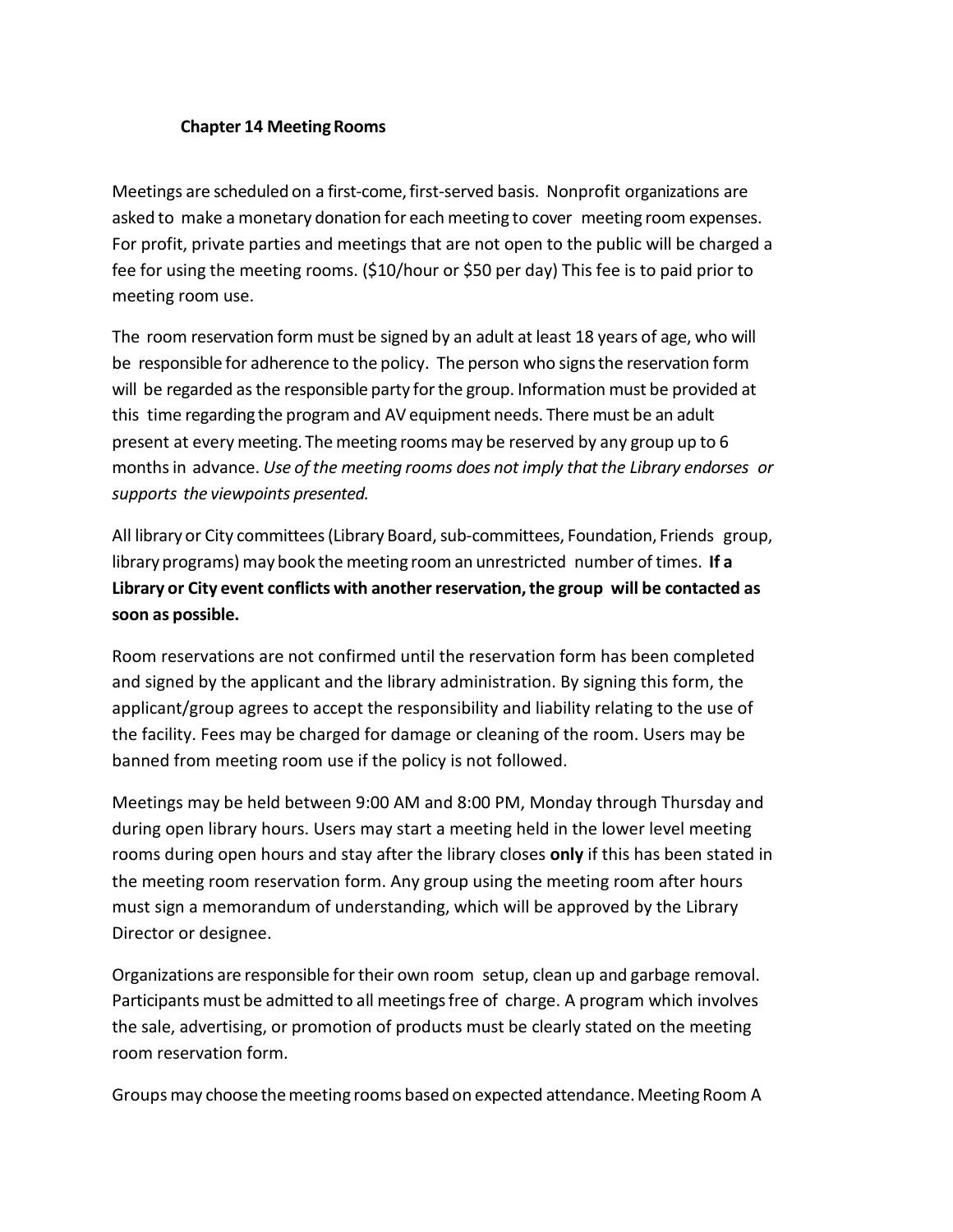# Chapter 14 Meeting Rooms

Meetings are scheduled on a first-come, first-served basis. Nonprofit organizations are asked to make a monetary donation for each meeting to cover meeting room expenses. For profit, private parties and meetings that are not open to the public will be charged a fee for using the meeting rooms. ($10/hour or $50 per day) This fee is to paid prior to meeting room use.

The room reservation form must be signed by an adult at least 18 years of age, who will be responsible for adherence to the policy. The person who signs the reservation form will be regarded as the responsible party for the group. Information must be provided at this time regarding the program and AV equipment needs. There must be an adult present at every meeting. The meeting rooms may be reserved by any group up to 6 months in advance. *Use of the meeting rooms does not imply that the Library endorses or supports the viewpoints presented.*

All library or City committees (Library Board, sub-committees, Foundation, Friends group, library programs) may book the meeting room an unrestricted number of times. **If a Library or City event conflicts with another reservation, the group will be contacted as soon as possible.**

Room reservations are not confirmed until the reservation form has been completed and signed by the applicant and the library administration. By signing this form, the applicant/group agrees to accept the responsibility and liability relating to the use of the facility. Fees may be charged for damage or cleaning of the room. Users may be banned from meeting room use if the policy is not followed.

Meetings may be held between 9:00 AM and 8:00 PM, Monday through Thursday and during open library hours. Users may start a meeting held in the lower level meeting rooms during open hours and stay after the library closes **only** if this has been stated in the meeting room reservation form. Any group using the meeting room after hours must sign a memorandum of understanding, which will be approved by the Library Director or designee.

Organizations are responsible for their own room setup, clean up and garbage removal. Participants must be admitted to all meetings free of charge. A program which involves the sale, advertising, or promotion of products must be clearly stated on the meeting room reservation form.

Groups may choose the meeting rooms based on expected attendance. Meeting Room A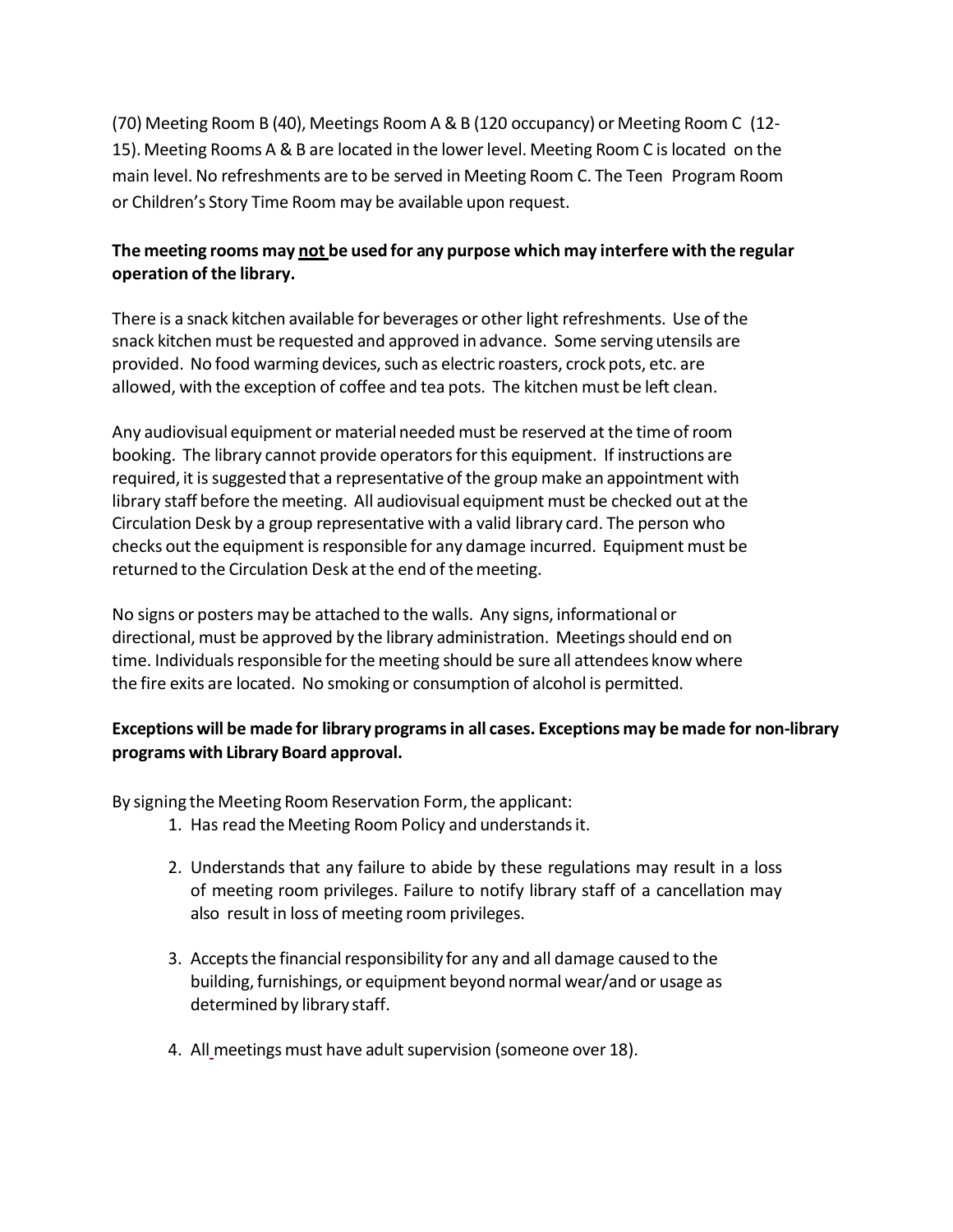(70) Meeting Room B (40), Meetings Room A & B (120 occupancy) or Meeting Room C (12-15). Meeting Rooms A & B are located in the lower level. Meeting Room C is located on the main level. No refreshments are to be served in Meeting Room C. The Teen Program Room or Children's Story Time Room may be available upon request.

**The meeting rooms may not be used for any purpose which may interfere with the regular operation of the library.**

There is a snack kitchen available for beverages or other light refreshments. Use of the snack kitchen must be requested and approved in advance. Some serving utensils are provided. No food warming devices, such as electric roasters, crock pots, etc. are allowed, with the exception of coffee and tea pots. The kitchen must be left clean.

Any audiovisual equipment or material needed must be reserved at the time of room booking. The library cannot provide operators for this equipment. If instructions are required, it is suggested that a representative of the group make an appointment with library staff before the meeting. All audiovisual equipment must be checked out at the Circulation Desk by a group representative with a valid library card. The person who checks out the equipment is responsible for any damage incurred. Equipment must be returned to the Circulation Desk at the end of the meeting.

No signs or posters may be attached to the walls. Any signs, informational or directional, must be approved by the library administration. Meetings should end on time. Individuals responsible for the meeting should be sure all attendees know where the fire exits are located. No smoking or consumption of alcohol is permitted.

**Exceptions will be made for library programs in all cases. Exceptions may be made for non-library programs with Library Board approval.**

By signing the Meeting Room Reservation Form, the applicant:

1. Has read the Meeting Room Policy and understands it.
2. Understands that any failure to abide by these regulations may result in a loss of meeting room privileges. Failure to notify library staff of a cancellation may also result in loss of meeting room privileges.
3. Accepts the financial responsibility for any and all damage caused to the building, furnishings, or equipment beyond normal wear/and or usage as determined by library staff.
4. All meetings must have adult supervision (someone over 18).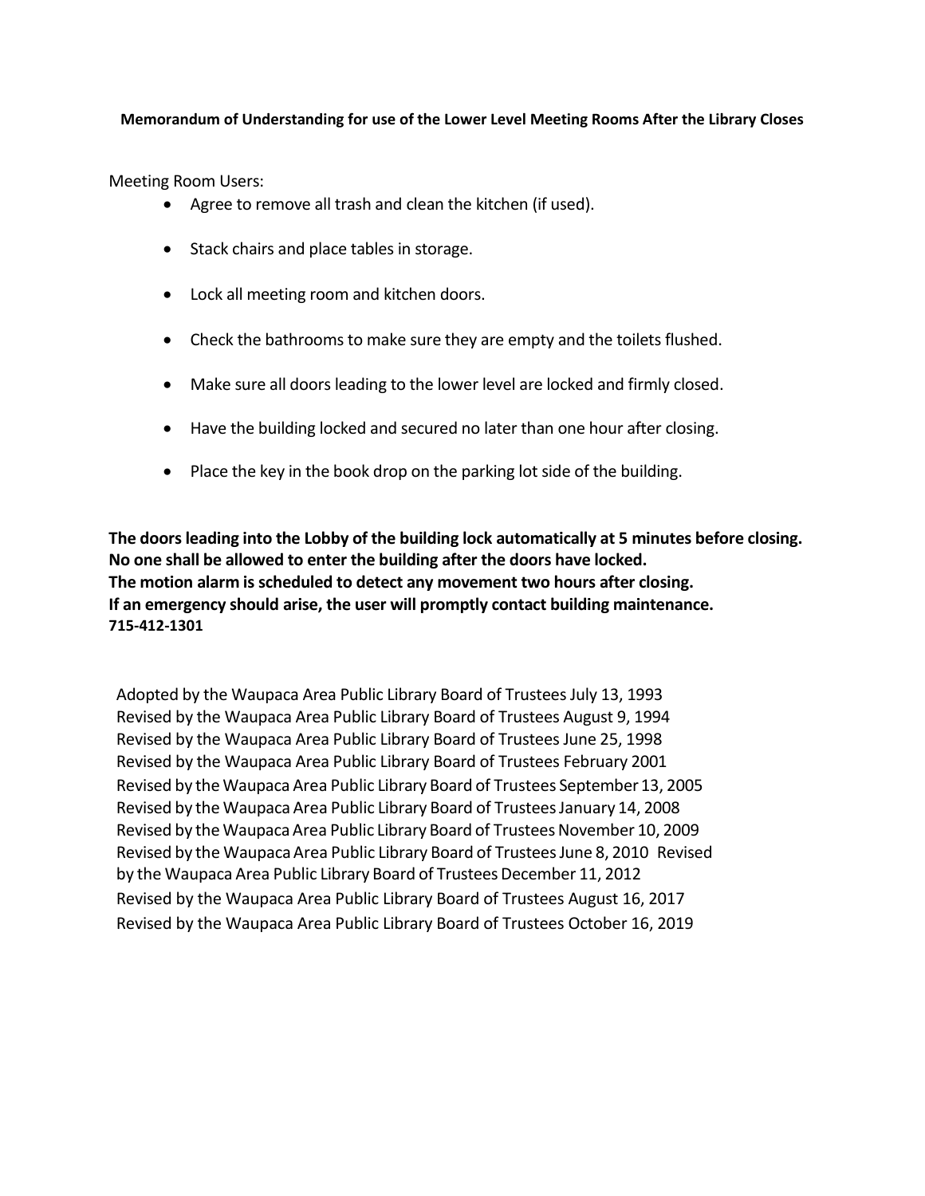**Memorandum of Understanding for use of the Lower Level Meeting Rooms After the Library Closes**

Meeting Room Users:

- Agree to remove all trash and clean the kitchen (if used).
- Stack chairs and place tables in storage.
- Lock all meeting room and kitchen doors.
- Check the bathrooms to make sure they are empty and the toilets flushed.
- Make sure all doors leading to the lower level are locked and firmly closed.
- Have the building locked and secured no later than one hour after closing.
- Place the key in the book drop on the parking lot side of the building.

**The doors leading into the Lobby of the building lock automatically at 5 minutes before closing.**
**No one shall be allowed to enter the building after the doors have locked.**
**The motion alarm is scheduled to detect any movement two hours after closing.**
**If an emergency should arise, the user will promptly contact building maintenance.**
**715-412-1301**

Adopted by the Waupaca Area Public Library Board of Trustees July 13, 1993
Revised by the Waupaca Area Public Library Board of Trustees August 9, 1994
Revised by the Waupaca Area Public Library Board of Trustees June 25, 1998
Revised by the Waupaca Area Public Library Board of Trustees February 2001
Revised by the Waupaca Area Public Library Board of Trustees September 13, 2005
Revised by the Waupaca Area Public Library Board of Trustees January 14, 2008
Revised by the Waupaca Area Public Library Board of Trustees November 10, 2009
Revised by the Waupaca Area Public Library Board of Trustees June 8, 2010
Revised by the Waupaca Area Public Library Board of Trustees December 11, 2012
Revised by the Waupaca Area Public Library Board of Trustees August 16, 2017
Revised by the Waupaca Area Public Library Board of Trustees October 16, 2019